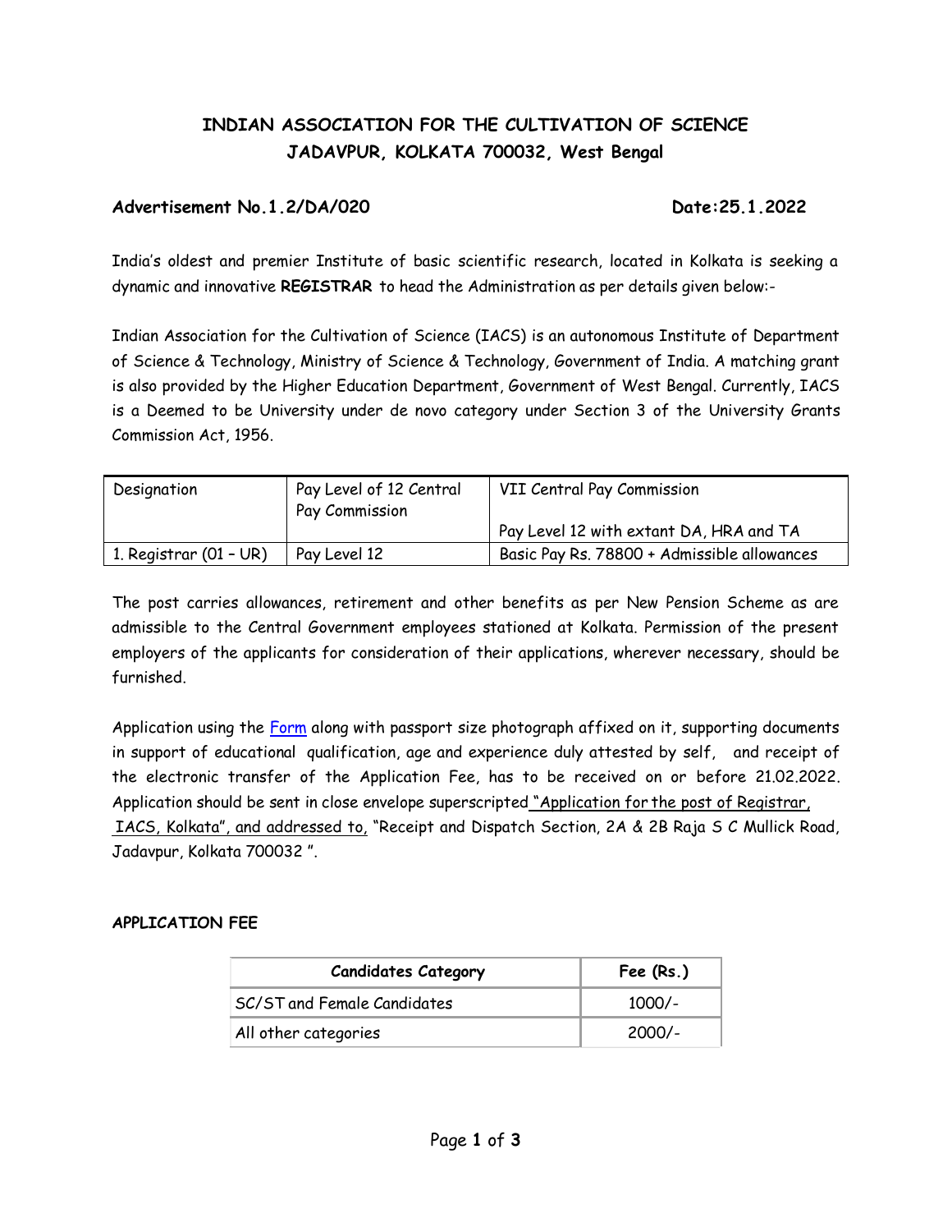# INDIAN ASSOCIATION FOR THE CULTIVATION OF SCIENCE
## JADAVPUR, KOLKATA 700032, West Bengal

**Advertisement No.1.2/DA/020** **Date:25.1.2022**

India's oldest and premier Institute of basic scientific research, located in Kolkata is seeking a dynamic and innovative **REGISTRAR** to head the Administration as per details given below:-

Indian Association for the Cultivation of Science (IACS) is an autonomous Institute of Department of Science & Technology, Ministry of Science & Technology, Government of India. A matching grant is also provided by the Higher Education Department, Government of West Bengal. Currently, IACS is a Deemed to be University under de novo category under Section 3 of the University Grants Commission Act, 1956.

| Designation | Pay Level of 12 Central Pay Commission | VII Central Pay Commission<br><br>Pay Level 12 with extant DA, HRA and TA |
|---|---|---|
| 1. Registrar (01 – UR) | Pay Level 12 | Basic Pay Rs. 78800 + Admissible allowances |

The post carries allowances, retirement and other benefits as per New Pension Scheme as are admissible to the Central Government employees stationed at Kolkata. Permission of the present employers of the applicants for consideration of their applications, wherever necessary, should be furnished.

Application using the Form along with passport size photograph affixed on it, supporting documents in support of educational qualification, age and experience duly attested by self, and receipt of the electronic transfer of the Application Fee, has to be received on or before 21.02.2022. Application should be sent in close envelope superscripted "Application for the post of Registrar, IACS, Kolkata", and addressed to, "Receipt and Dispatch Section, 2A & 2B Raja S C Mullick Road, Jadavpur, Kolkata 700032 ".

**APPLICATION FEE**

| Candidates Category | Fee (Rs.) |
|---|---|
| SC/ST and Female Candidates | 1000/- |
| All other categories | 2000/- |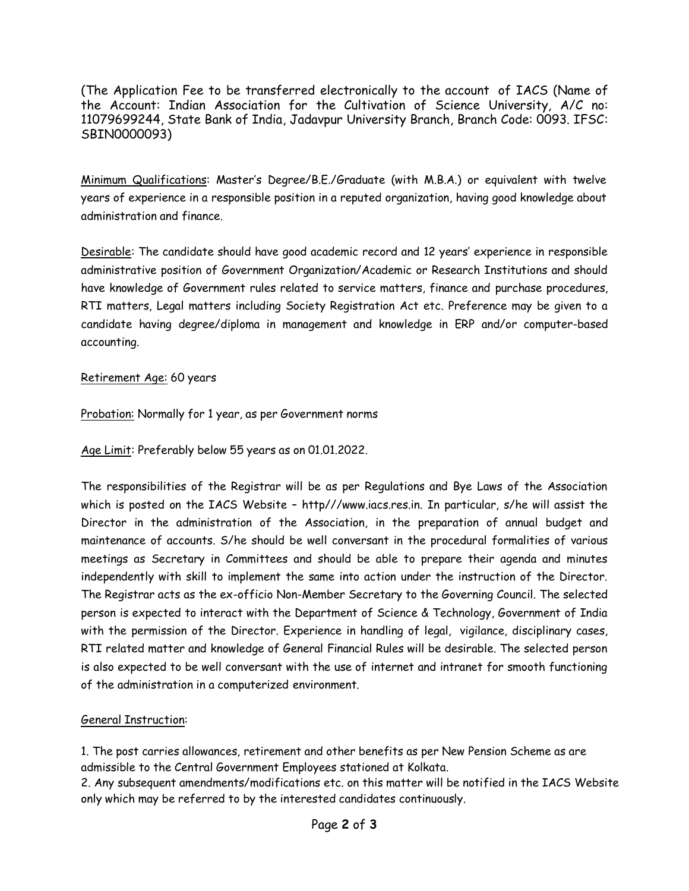(The Application Fee to be transferred electronically to the account of IACS (Name of the Account: Indian Association for the Cultivation of Science University, A/C no: 11079699244, State Bank of India, Jadavpur University Branch, Branch Code: 0093. IFSC: SBIN0000093)

Minimum Qualifications: Master's Degree/B.E./Graduate (with M.B.A.) or equivalent with twelve years of experience in a responsible position in a reputed organization, having good knowledge about administration and finance.

Desirable: The candidate should have good academic record and 12 years' experience in responsible administrative position of Government Organization/Academic or Research Institutions and should have knowledge of Government rules related to service matters, finance and purchase procedures, RTI matters, Legal matters including Society Registration Act etc. Preference may be given to a candidate having degree/diploma in management and knowledge in ERP and/or computer-based accounting.

Retirement Age: 60 years

Probation: Normally for 1 year, as per Government norms

Age Limit: Preferably below 55 years as on 01.01.2022.

The responsibilities of the Registrar will be as per Regulations and Bye Laws of the Association which is posted on the IACS Website – http///www.iacs.res.in. In particular, s/he will assist the Director in the administration of the Association, in the preparation of annual budget and maintenance of accounts. S/he should be well conversant in the procedural formalities of various meetings as Secretary in Committees and should be able to prepare their agenda and minutes independently with skill to implement the same into action under the instruction of the Director. The Registrar acts as the ex-officio Non-Member Secretary to the Governing Council. The selected person is expected to interact with the Department of Science & Technology, Government of India with the permission of the Director. Experience in handling of legal, vigilance, disciplinary cases, RTI related matter and knowledge of General Financial Rules will be desirable. The selected person is also expected to be well conversant with the use of internet and intranet for smooth functioning of the administration in a computerized environment.

General Instruction:

1. The post carries allowances, retirement and other benefits as per New Pension Scheme as are admissible to the Central Government Employees stationed at Kolkata.
2. Any subsequent amendments/modifications etc. on this matter will be notified in the IACS Website only which may be referred to by the interested candidates continuously.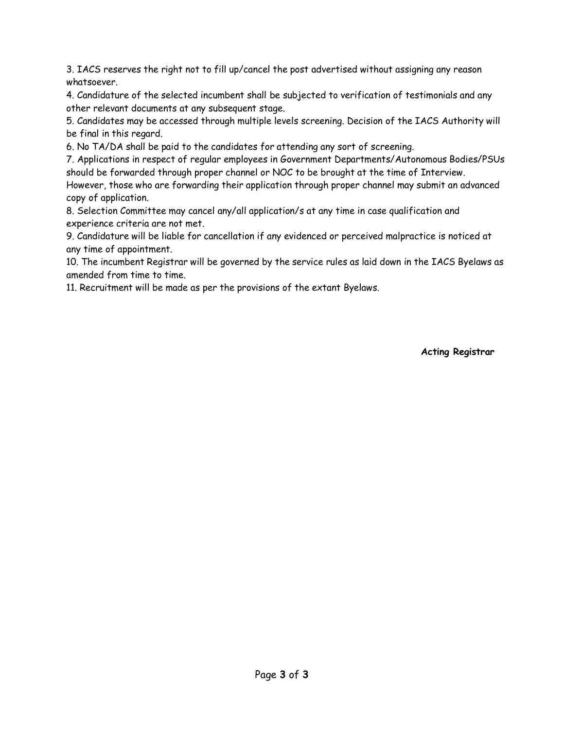3. IACS reserves the right not to fill up/cancel the post advertised without assigning any reason whatsoever.

4. Candidature of the selected incumbent shall be subjected to verification of testimonials and any other relevant documents at any subsequent stage.

5. Candidates may be accessed through multiple levels screening. Decision of the IACS Authority will be final in this regard.

6. No TA/DA shall be paid to the candidates for attending any sort of screening.

7. Applications in respect of regular employees in Government Departments/Autonomous Bodies/PSUs should be forwarded through proper channel or NOC to be brought at the time of Interview. However, those who are forwarding their application through proper channel may submit an advanced copy of application.

8. Selection Committee may cancel any/all application/s at any time in case qualification and experience criteria are not met.

9. Candidature will be liable for cancellation if any evidenced or perceived malpractice is noticed at any time of appointment.

10. The incumbent Registrar will be governed by the service rules as laid down in the IACS Byelaws as amended from time to time.

11. Recruitment will be made as per the provisions of the extant Byelaws.

**Acting Registrar**